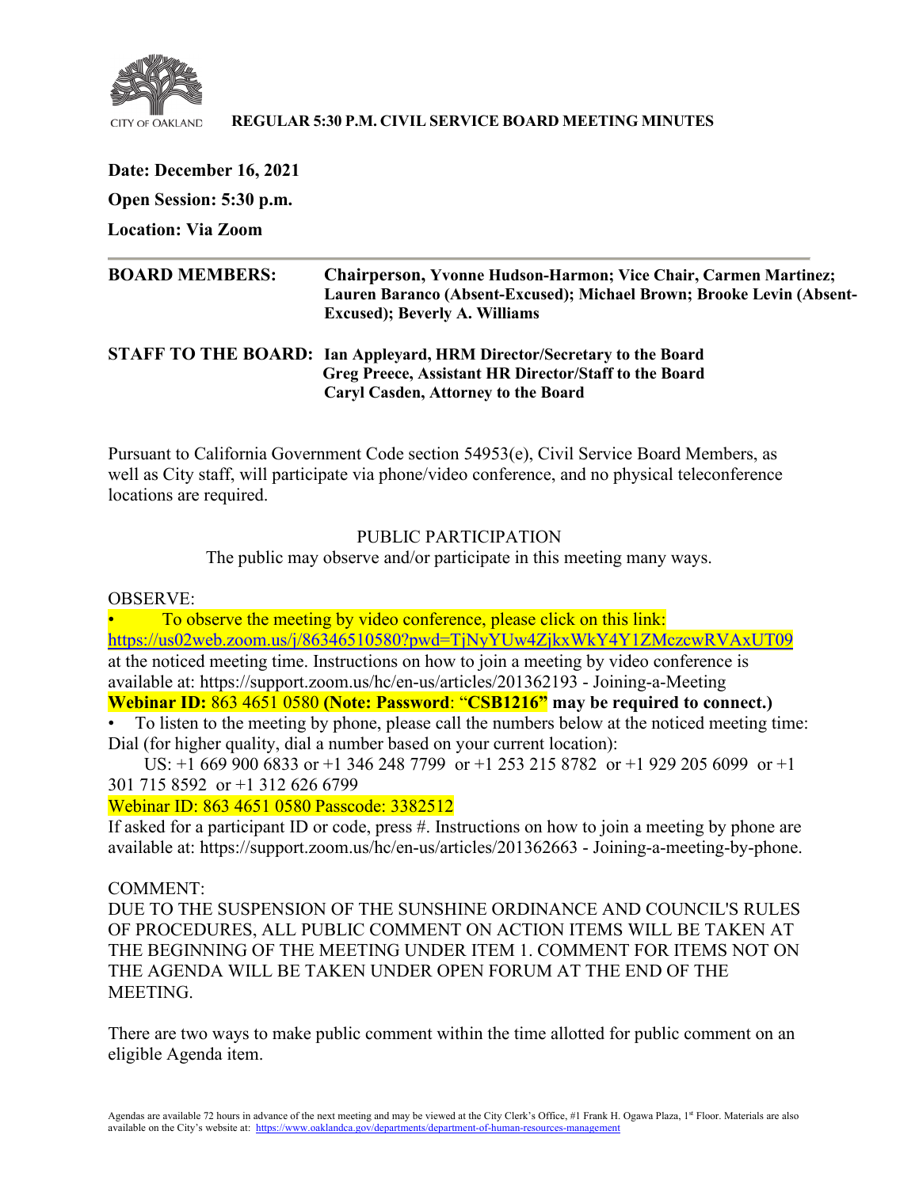CITY OF OAKLAND

**REGULAR 5:30 P.M. CIVIL SERVICE BOARD MEETING MINUTES**

**Date: December 16, 2021**

**Open Session: 5:30 p.m.**

**Location: Via Zoom**

---

**BOARD MEMBERS:** **Chairperson, Yvonne Hudson-Harmon; Vice Chair, Carmen Martinez; Lauren Baranco (Absent-Excused); Michael Brown; Brooke Levin (Absent-Excused); Beverly A. Williams**

**STAFF TO THE BOARD:** **Ian Appleyard, HRM Director/Secretary to the Board**
**Greg Preece, Assistant HR Director/Staff to the Board**
**Caryl Casden, Attorney to the Board**

Pursuant to California Government Code section 54953(e), Civil Service Board Members, as well as City staff, will participate via phone/video conference, and no physical teleconference locations are required.

PUBLIC PARTICIPATION

The public may observe and/or participate in this meeting many ways.

OBSERVE:

- To observe the meeting by video conference, please click on this link: https://us02web.zoom.us/j/86346510580?pwd=TjNyYUw4ZjkxWkY4Y1ZMczcwRVAxUT09 at the noticed meeting time. Instructions on how to join a meeting by video conference is available at: https://support.zoom.us/hc/en-us/articles/201362193 - Joining-a-Meeting
**Webinar ID:** 863 4651 0580 **(Note: Password**: "**CSB1216"** **may be required to connect.)**
- To listen to the meeting by phone, please call the numbers below at the noticed meeting time: Dial (for higher quality, dial a number based on your current location):
US: +1 669 900 6833 or +1 346 248 7799 or +1 253 215 8782 or +1 929 205 6099 or +1 301 715 8592 or +1 312 626 6799
Webinar ID: 863 4651 0580 Passcode: 3382512
If asked for a participant ID or code, press #. Instructions on how to join a meeting by phone are available at: https://support.zoom.us/hc/en-us/articles/201362663 - Joining-a-meeting-by-phone.

COMMENT:

DUE TO THE SUSPENSION OF THE SUNSHINE ORDINANCE AND COUNCIL'S RULES OF PROCEDURES, ALL PUBLIC COMMENT ON ACTION ITEMS WILL BE TAKEN AT THE BEGINNING OF THE MEETING UNDER ITEM 1. COMMENT FOR ITEMS NOT ON THE AGENDA WILL BE TAKEN UNDER OPEN FORUM AT THE END OF THE MEETING.

There are two ways to make public comment within the time allotted for public comment on an eligible Agenda item.

Agendas are available 72 hours in advance of the next meeting and may be viewed at the City Clerk's Office, #1 Frank H. Ogawa Plaza, 1st Floor. Materials are also available on the City's website at: https://www.oaklandca.gov/departments/department-of-human-resources-management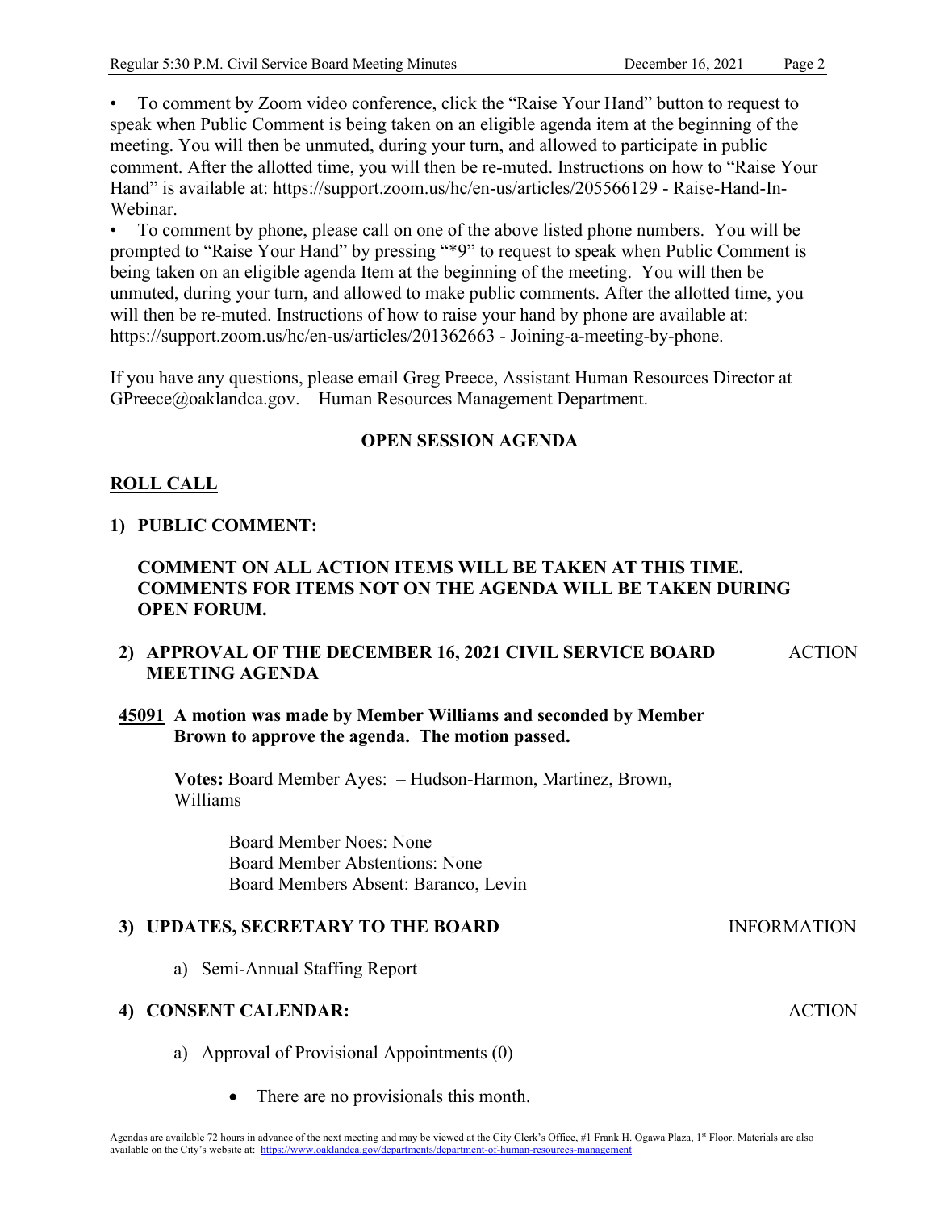• To comment by Zoom video conference, click the "Raise Your Hand" button to request to speak when Public Comment is being taken on an eligible agenda item at the beginning of the meeting. You will then be unmuted, during your turn, and allowed to participate in public comment. After the allotted time, you will then be re-muted. Instructions on how to "Raise Your Hand" is available at: https://support.zoom.us/hc/en-us/articles/205566129 - Raise-Hand-In-Webinar.

• To comment by phone, please call on one of the above listed phone numbers. You will be prompted to "Raise Your Hand" by pressing "*9" to request to speak when Public Comment is being taken on an eligible agenda Item at the beginning of the meeting. You will then be unmuted, during your turn, and allowed to make public comments. After the allotted time, you will then be re-muted. Instructions of how to raise your hand by phone are available at: https://support.zoom.us/hc/en-us/articles/201362663 - Joining-a-meeting-by-phone.

If you have any questions, please email Greg Preece, Assistant Human Resources Director at GPreece@oaklandca.gov. – Human Resources Management Department.

**OPEN SESSION AGENDA**

**ROLL CALL**

**1) PUBLIC COMMENT:**

**COMMENT ON ALL ACTION ITEMS WILL BE TAKEN AT THIS TIME. COMMENTS FOR ITEMS NOT ON THE AGENDA WILL BE TAKEN DURING OPEN FORUM.**

**2) APPROVAL OF THE DECEMBER 16, 2021 CIVIL SERVICE BOARD MEETING AGENDA** — ACTION

**45091 A motion was made by Member Williams and seconded by Member Brown to approve the agenda. The motion passed.**

**Votes:** Board Member Ayes: – Hudson-Harmon, Martinez, Brown, Williams

Board Member Noes: None
Board Member Abstentions: None
Board Members Absent: Baranco, Levin

**3) UPDATES, SECRETARY TO THE BOARD** — INFORMATION

a) Semi-Annual Staffing Report

**4) CONSENT CALENDAR:** — ACTION

a) Approval of Provisional Appointments (0)

- There are no provisionals this month.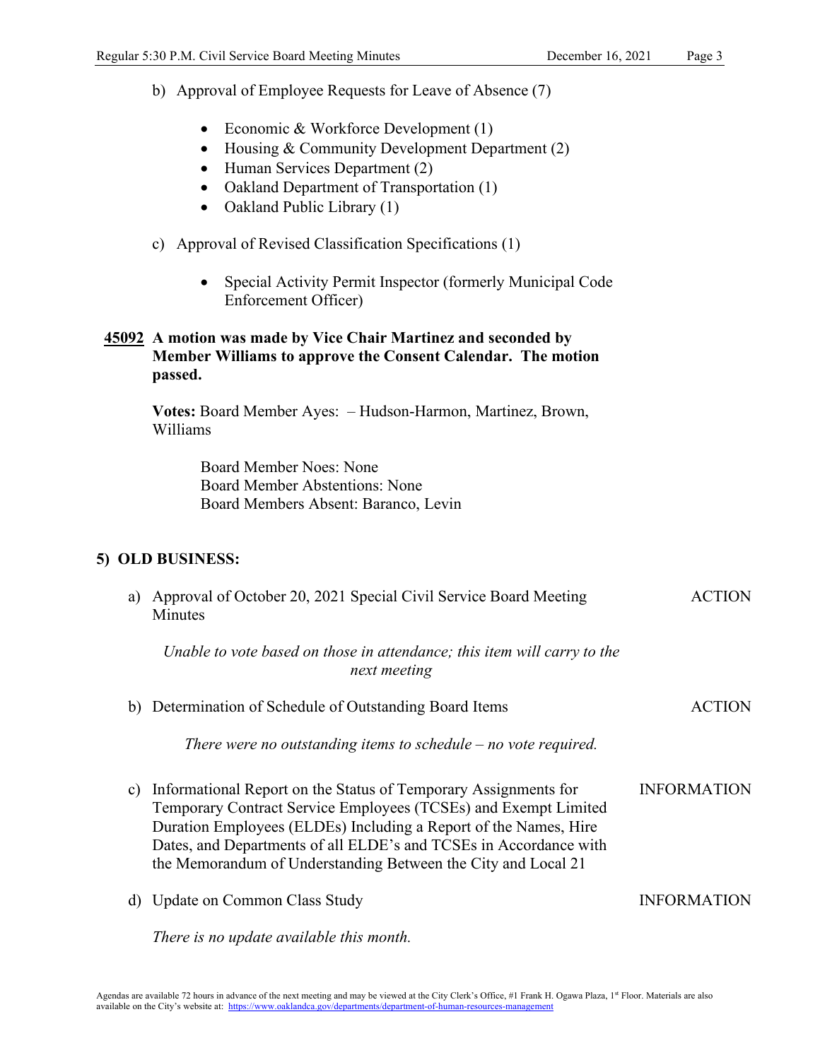b) Approval of Employee Requests for Leave of Absence (7)

- Economic & Workforce Development (1)
- Housing & Community Development Department (2)
- Human Services Department (2)
- Oakland Department of Transportation (1)
- Oakland Public Library (1)

c) Approval of Revised Classification Specifications (1)

- Special Activity Permit Inspector (formerly Municipal Code Enforcement Officer)

**45092 A motion was made by Vice Chair Martinez and seconded by Member Williams to approve the Consent Calendar. The motion passed.**

**Votes:** Board Member Ayes: – Hudson-Harmon, Martinez, Brown, Williams

Board Member Noes: None
Board Member Abstentions: None
Board Members Absent: Baranco, Levin

## 5) OLD BUSINESS:

a) Approval of October 20, 2021 Special Civil Service Board Meeting Minutes — ACTION

*Unable to vote based on those in attendance; this item will carry to the next meeting*

b) Determination of Schedule of Outstanding Board Items — ACTION

*There were no outstanding items to schedule – no vote required.*

c) Informational Report on the Status of Temporary Assignments for Temporary Contract Service Employees (TCSEs) and Exempt Limited Duration Employees (ELDEs) Including a Report of the Names, Hire Dates, and Departments of all ELDE's and TCSEs in Accordance with the Memorandum of Understanding Between the City and Local 21 — INFORMATION

d) Update on Common Class Study — INFORMATION

*There is no update available this month.*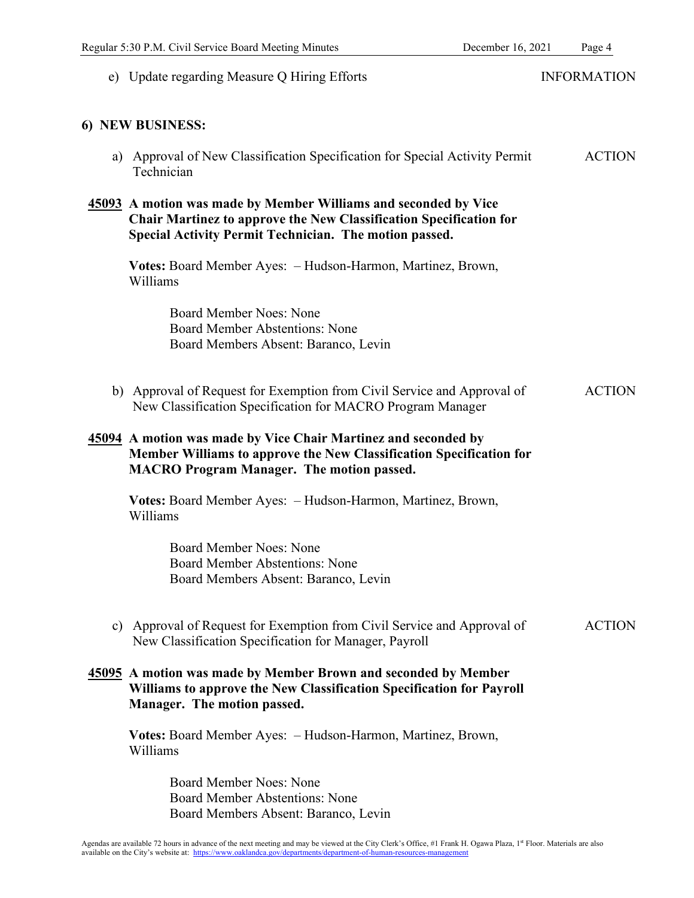e) Update regarding Measure Q Hiring Efforts — INFORMATION

## 6) NEW BUSINESS:

a) Approval of New Classification Specification for Special Activity Permit Technician — ACTION

**45093** **A motion was made by Member Williams and seconded by Vice Chair Martinez to approve the New Classification Specification for Special Activity Permit Technician. The motion passed.**

**Votes:** Board Member Ayes: – Hudson-Harmon, Martinez, Brown, Williams

Board Member Noes: None
Board Member Abstentions: None
Board Members Absent: Baranco, Levin

b) Approval of Request for Exemption from Civil Service and Approval of New Classification Specification for MACRO Program Manager — ACTION

**45094** **A motion was made by Vice Chair Martinez and seconded by Member Williams to approve the New Classification Specification for MACRO Program Manager. The motion passed.**

**Votes:** Board Member Ayes: – Hudson-Harmon, Martinez, Brown, Williams

Board Member Noes: None
Board Member Abstentions: None
Board Members Absent: Baranco, Levin

c) Approval of Request for Exemption from Civil Service and Approval of New Classification Specification for Manager, Payroll — ACTION

**45095** **A motion was made by Member Brown and seconded by Member Williams to approve the New Classification Specification for Payroll Manager. The motion passed.**

**Votes:** Board Member Ayes: – Hudson-Harmon, Martinez, Brown, Williams

Board Member Noes: None
Board Member Abstentions: None
Board Members Absent: Baranco, Levin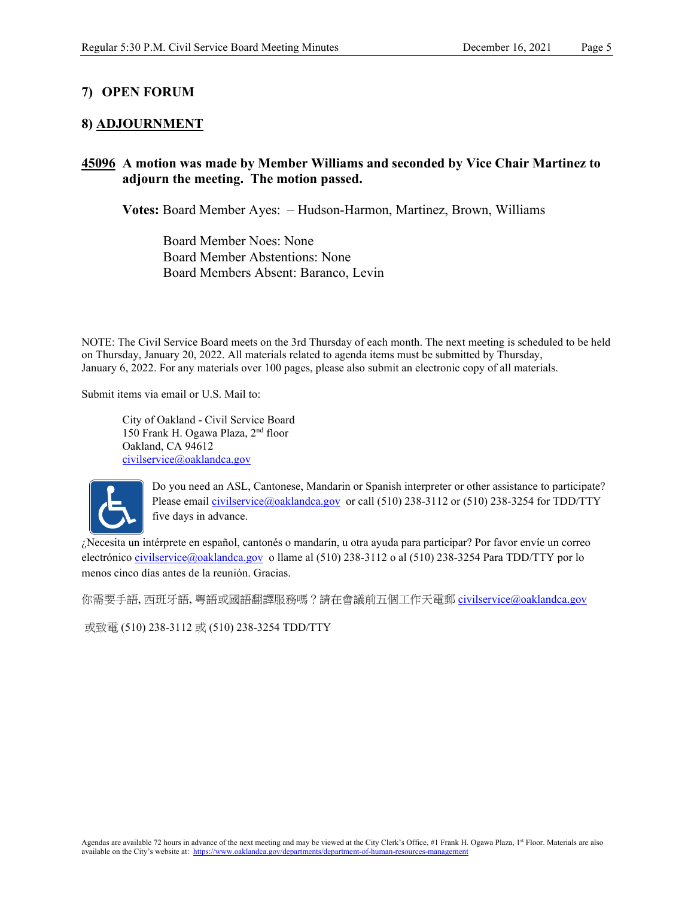## 7) OPEN FORUM

## 8) ADJOURNMENT

**45096 A motion was made by Member Williams and seconded by Vice Chair Martinez to adjourn the meeting. The motion passed.**

**Votes:** Board Member Ayes: – Hudson-Harmon, Martinez, Brown, Williams

Board Member Noes: None
Board Member Abstentions: None
Board Members Absent: Baranco, Levin

NOTE: The Civil Service Board meets on the 3rd Thursday of each month. The next meeting is scheduled to be held on Thursday, January 20, 2022. All materials related to agenda items must be submitted by Thursday, January 6, 2022. For any materials over 100 pages, please also submit an electronic copy of all materials.

Submit items via email or U.S. Mail to:

City of Oakland - Civil Service Board
150 Frank H. Ogawa Plaza, 2nd floor
Oakland, CA 94612
civilservice@oaklandca.gov

Do you need an ASL, Cantonese, Mandarin or Spanish interpreter or other assistance to participate? Please email civilservice@oaklandca.gov or call (510) 238-3112 or (510) 238-3254 for TDD/TTY five days in advance.

¿Necesita un intérprete en español, cantonés o mandarín, u otra ayuda para participar? Por favor envíe un correo electrónico civilservice@oaklandca.gov o llame al (510) 238-3112 o al (510) 238-3254 Para TDD/TTY por lo menos cinco días antes de la reunión. Gracias.

你需要手語, 西班牙語, 粵語或國語翻譯服務嗎？請在會議前五個工作天電郵 civilservice@oaklandca.gov

或致電 (510) 238-3112 或 (510) 238-3254 TDD/TTY

Agendas are available 72 hours in advance of the next meeting and may be viewed at the City Clerk's Office, #1 Frank H. Ogawa Plaza, 1st Floor. Materials are also available on the City's website at: https://www.oaklandca.gov/departments/department-of-human-resources-management